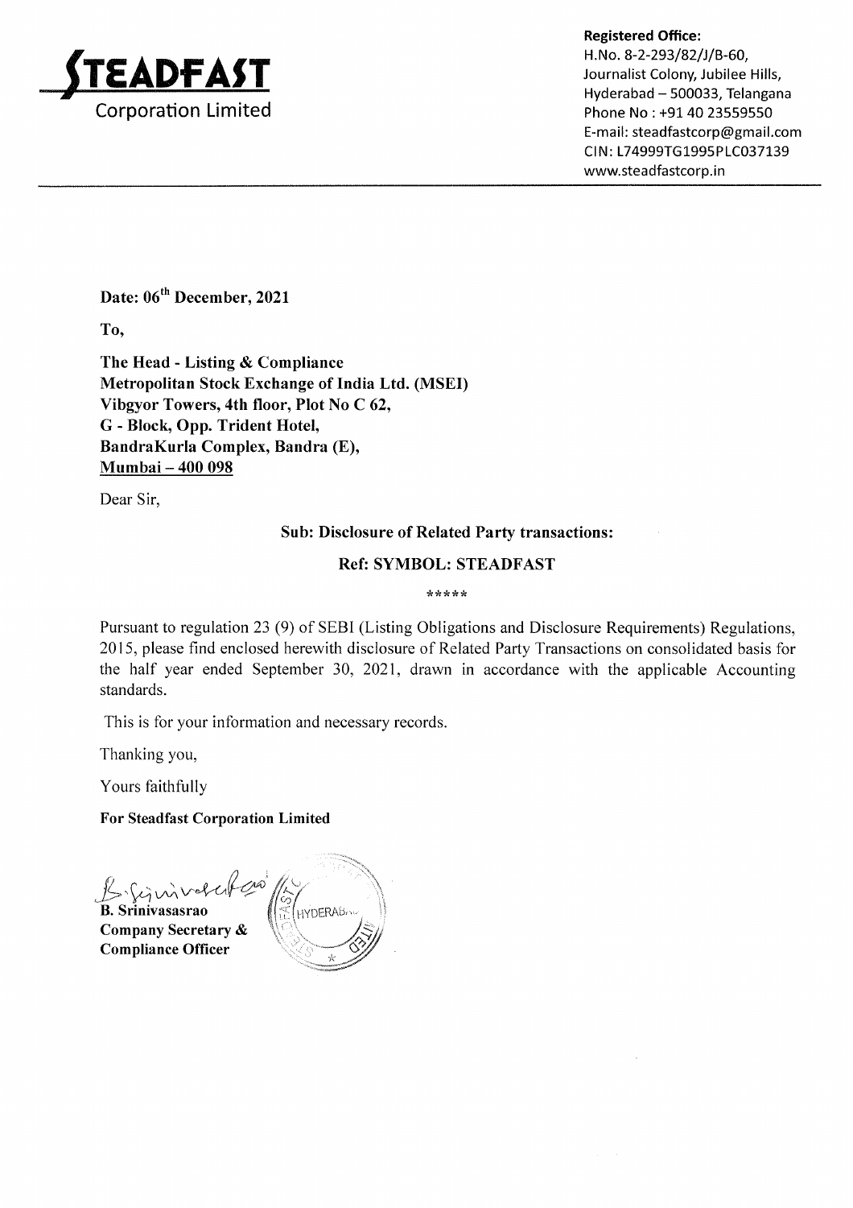**STEADFAST**
Corporation Limited

**Registered Office:**
H.No. 8-2-293/82/J/B-60,
Journalist Colony, Jubilee Hills,
Hyderabad – 500033, Telangana
Phone No : +91 40 23559550
E-mail: steadfastcorp@gmail.com
CIN: L74999TG1995PLC037139
www.steadfastcorp.in

**Date: 06th December, 2021**

**To,**

**The Head - Listing & Compliance**
**Metropolitan Stock Exchange of India Ltd. (MSEI)**
**Vibgyor Towers, 4th floor, Plot No C 62,**
**G - Block, Opp. Trident Hotel,**
**BandraKurla Complex, Bandra (E),**
**Mumbai – 400 098**

Dear Sir,

**Sub: Disclosure of Related Party transactions:**

**Ref: SYMBOL: STEADFAST**

*****

Pursuant to regulation 23 (9) of SEBI (Listing Obligations and Disclosure Requirements) Regulations, 2015, please find enclosed herewith disclosure of Related Party Transactions on consolidated basis for the half year ended September 30, 2021, drawn in accordance with the applicable Accounting standards.

This is for your information and necessary records.

Thanking you,

Yours faithfully

**For Steadfast Corporation Limited**

**B. Srinivasasrao**
**Company Secretary &**
**Compliance Officer**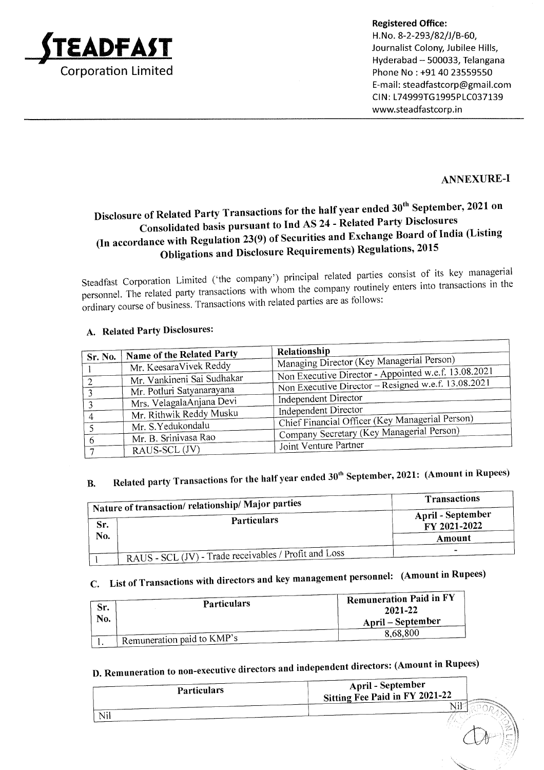**STEADFAST**
Corporation Limited

**Registered Office:**
H.No. 8-2-293/82/J/B-60,
Journalist Colony, Jubilee Hills,
Hyderabad – 500033, Telangana
Phone No : +91 40 23559550
E-mail: steadfastcorp@gmail.com
CIN: L74999TG1995PLC037139
www.steadfastcorp.in

**ANNEXURE-I**

## Disclosure of Related Party Transactions for the half year ended 30th September, 2021 on Consolidated basis pursuant to Ind AS 24 - Related Party Disclosures (In accordance with Regulation 23(9) of Securities and Exchange Board of India (Listing Obligations and Disclosure Requirements) Regulations, 2015

Steadfast Corporation Limited ('the company') principal related parties consist of its key managerial personnel. The related party transactions with whom the company routinely enters into transactions in the ordinary course of business. Transactions with related parties are as follows:

### A. Related Party Disclosures:

| Sr. No. | Name of the Related Party | Relationship |
|---|---|---|
| 1 | Mr. KeesaraVivek Reddy | Managing Director (Key Managerial Person) |
| 2 | Mr. Vankineni Sai Sudhakar | Non Executive Director - Appointed w.e.f. 13.08.2021 |
| 3 | Mr. Potluri Satyanarayana | Non Executive Director – Resigned w.e.f. 13.08.2021 |
| 3 | Mrs. VelagalaAnjana Devi | Independent Director |
| 4 | Mr. Rithwik Reddy Musku | Independent Director |
| 5 | Mr. S.Yedukondalu | Chief Financial Officer (Key Managerial Person) |
| 6 | Mr. B. Srinivasa Rao | Company Secretary (Key Managerial Person) |
| 7 | RAUS-SCL (JV) | Joint Venture Partner |

### B. Related party Transactions for the half year ended 30th September, 2021: (Amount in Rupees)

| Nature of transaction/ relationship/ Major parties | | Transactions |
|---|---|---|
| Sr. No. | Particulars | April - September FY 2021-2022 |
| | | Amount |
| 1 | RAUS - SCL (JV) - Trade receivables / Profit and Loss | - |

### C. List of Transactions with directors and key management personnel: (Amount in Rupees)

| Sr. No. | Particulars | Remuneration Paid in FY 2021-22 April – September |
|---|---|---|
| 1. | Remuneration paid to KMP's | 8,68,800 |

### D. Remuneration to non-executive directors and independent directors: (Amount in Rupees)

| Particulars | April - September Sitting Fee Paid in FY 2021-22 |
|---|---|
| Nil | Nil |